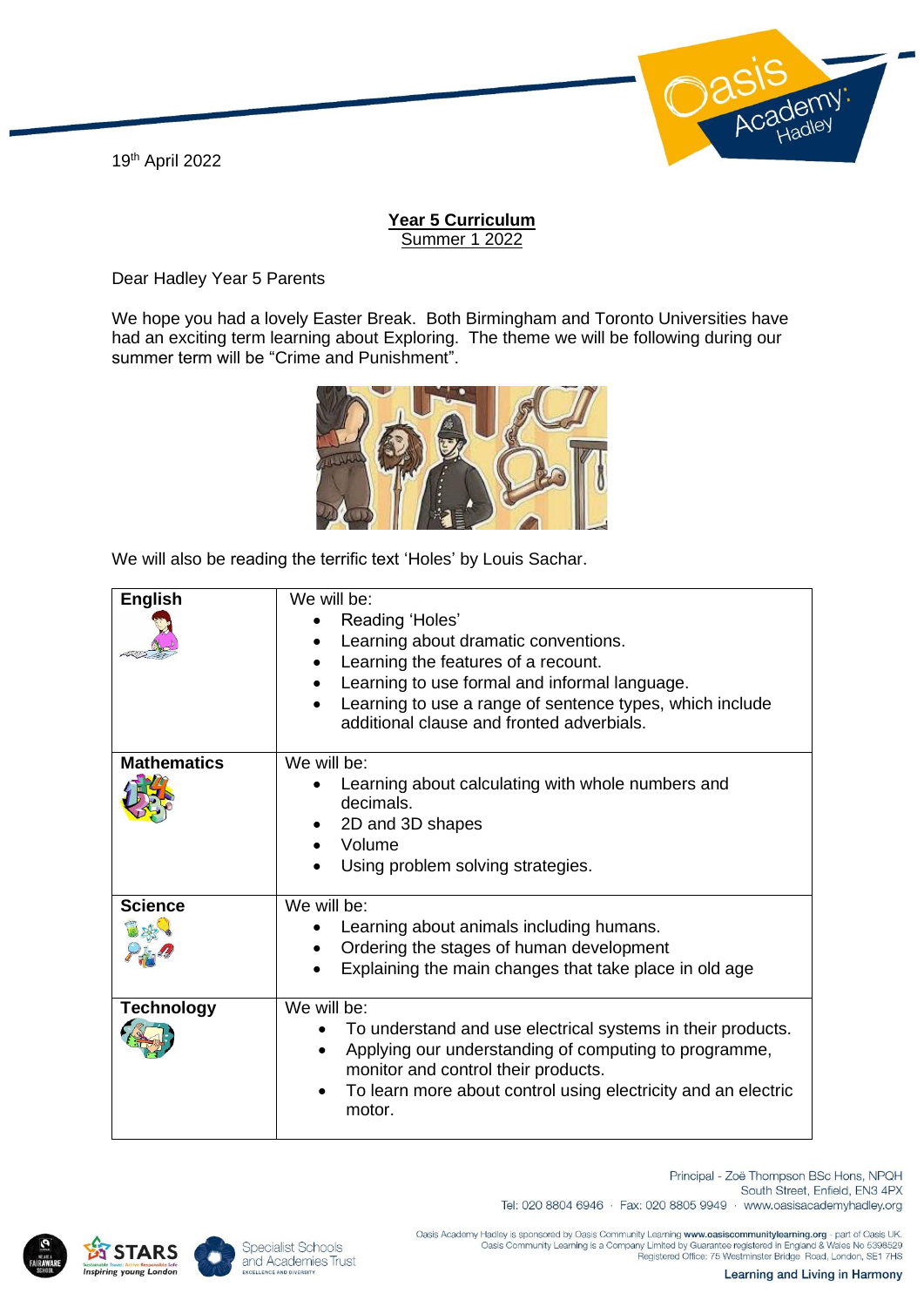19th April 2022

## Year 5 Curriculum

Summer 1 2022

Dear Hadley Year 5 Parents

We hope you had a lovely Easter Break. Both Birmingham and Toronto Universities have had an exciting term learning about Exploring. The theme we will be following during our summer term will be "Crime and Punishment".

We will also be reading the terrific text 'Holes' by Louis Sachar.

| | |
|---|---|
| **English** | We will be:<br>• Reading 'Holes'<br>• Learning about dramatic conventions.<br>• Learning the features of a recount.<br>• Learning to use formal and informal language.<br>• Learning to use a range of sentence types, which include additional clause and fronted adverbials. |
| **Mathematics** | We will be:<br>• Learning about calculating with whole numbers and decimals.<br>• 2D and 3D shapes<br>• Volume<br>• Using problem solving strategies. |
| **Science** | We will be:<br>• Learning about animals including humans.<br>• Ordering the stages of human development<br>• Explaining the main changes that take place in old age |
| **Technology** | We will be:<br>• To understand and use electrical systems in their products.<br>• Applying our understanding of computing to programme, monitor and control their products.<br>• To learn more about control using electricity and an electric motor. |

Principal - Zoë Thompson BSc Hons, NPQH
South Street, Enfield, EN3 4PX
Tel: 020 8804 6946 · Fax: 020 8805 9949 · www.oasisacademyhadley.org

Oasis Academy Hadley is sponsored by Oasis Community Learning www.oasiscommunitylearning.org - part of Oasis UK.
Oasis Community Learning is a Company Limited by Guarantee registered in England & Wales No 5398529
Registered Office: 75 Westminster Bridge Road, London, SE1 7HS

Learning and Living in Harmony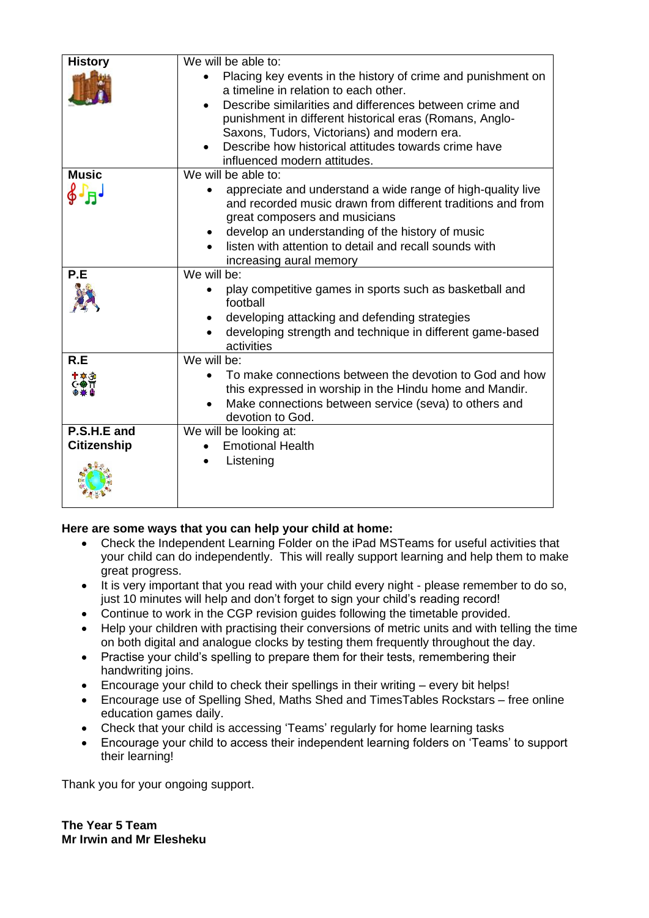| | |
|---|---|
| **History** | We will be able to:<br>• Placing key events in the history of crime and punishment on a timeline in relation to each other.<br>• Describe similarities and differences between crime and punishment in different historical eras (Romans, Anglo-Saxons, Tudors, Victorians) and modern era.<br>• Describe how historical attitudes towards crime have influenced modern attitudes. |
| **Music** | We will be able to:<br>• appreciate and understand a wide range of high-quality live and recorded music drawn from different traditions and from great composers and musicians<br>• develop an understanding of the history of music<br>• listen with attention to detail and recall sounds with increasing aural memory |
| **P.E** | We will be:<br>• play competitive games in sports such as basketball and football<br>• developing attacking and defending strategies<br>• developing strength and technique in different game-based activities |
| **R.E** | We will be:<br>• To make connections between the devotion to God and how this expressed in worship in the Hindu home and Mandir.<br>• Make connections between service (seva) to others and devotion to God. |
| **P.S.H.E and Citizenship** | We will be looking at:<br>• Emotional Health<br>• Listening |

**Here are some ways that you can help your child at home:**

- Check the Independent Learning Folder on the iPad MSTeams for useful activities that your child can do independently. This will really support learning and help them to make great progress.
- It is very important that you read with your child every night - please remember to do so, just 10 minutes will help and don't forget to sign your child's reading record!
- Continue to work in the CGP revision guides following the timetable provided.
- Help your children with practising their conversions of metric units and with telling the time on both digital and analogue clocks by testing them frequently throughout the day.
- Practise your child's spelling to prepare them for their tests, remembering their handwriting joins.
- Encourage your child to check their spellings in their writing – every bit helps!
- Encourage use of Spelling Shed, Maths Shed and TimesTables Rockstars – free online education games daily.
- Check that your child is accessing 'Teams' regularly for home learning tasks
- Encourage your child to access their independent learning folders on 'Teams' to support their learning!

Thank you for your ongoing support.

**The Year 5 Team**
**Mr Irwin and Mr Elesheku**